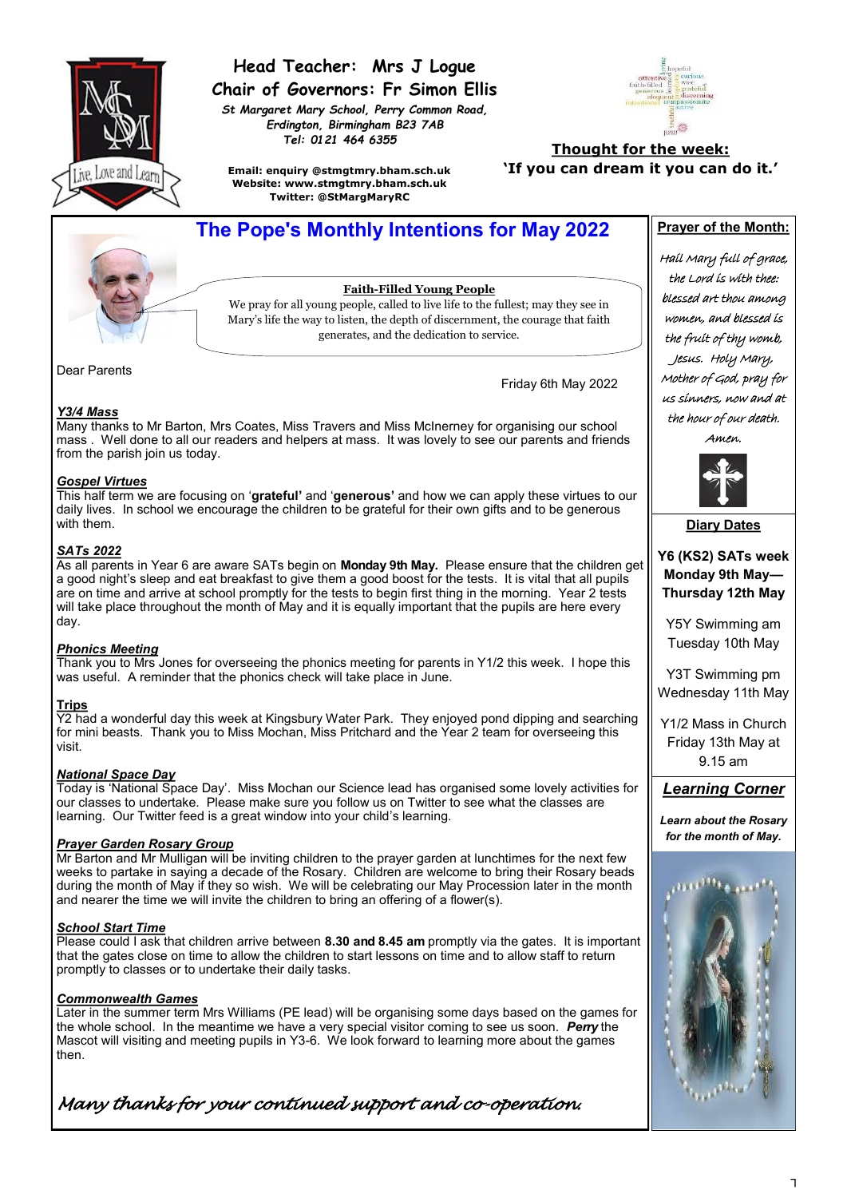**Head Teacher: Mrs J Logue**
**Chair of Governors: Fr Simon Ellis**

*St Margaret Mary School, Perry Common Road, Erdington, Birmingham B23 7AB*
*Tel: 0121 464 6355*

**Email: enquiry @stmgtmry.bham.sch.uk**
**Website: www.stmgtmry.bham.sch.uk**
**Twitter: @StMargMaryRC**

**Thought for the week:**
**'If you can dream it you can do it.'**

# The Pope's Monthly Intentions for May 2022

**Faith-Filled Young People**

We pray for all young people, called to live life to the fullest; may they see in Mary's life the way to listen, the depth of discernment, the courage that faith generates, and the dedication to service.

Dear Parents

Friday 6th May 2022

***Y3/4 Mass***

Many thanks to Mr Barton, Mrs Coates, Miss Travers and Miss McInerney for organising our school mass . Well done to all our readers and helpers at mass. It was lovely to see our parents and friends from the parish join us today.

***Gospel Virtues***

This half term we are focusing on '**grateful'** and '**generous'** and how we can apply these virtues to our daily lives. In school we encourage the children to be grateful for their own gifts and to be generous with them.

***SATs 2022***

As all parents in Year 6 are aware SATs begin on **Monday 9th May.** Please ensure that the children get a good night's sleep and eat breakfast to give them a good boost for the tests. It is vital that all pupils are on time and arrive at school promptly for the tests to begin first thing in the morning. Year 2 tests will take place throughout the month of May and it is equally important that the pupils are here every day.

***Phonics Meeting***

Thank you to Mrs Jones for overseeing the phonics meeting for parents in Y1/2 this week. I hope this was useful. A reminder that the phonics check will take place in June.

***Trips***

Y2 had a wonderful day this week at Kingsbury Water Park. They enjoyed pond dipping and searching for mini beasts. Thank you to Miss Mochan, Miss Pritchard and the Year 2 team for overseeing this visit.

***National Space Day***

Today is 'National Space Day'. Miss Mochan our Science lead has organised some lovely activities for our classes to undertake. Please make sure you follow us on Twitter to see what the classes are learning. Our Twitter feed is a great window into your child's learning.

***Prayer Garden Rosary Group***

Mr Barton and Mr Mulligan will be inviting children to the prayer garden at lunchtimes for the next few weeks to partake in saying a decade of the Rosary. Children are welcome to bring their Rosary beads during the month of May if they so wish. We will be celebrating our May Procession later in the month and nearer the time we will invite the children to bring an offering of a flower(s).

***School Start Time***

Please could I ask that children arrive between **8.30 and 8.45 am** promptly via the gates. It is important that the gates close on time to allow the children to start lessons on time and to allow staff to return promptly to classes or to undertake their daily tasks.

***Commonwealth Games***

Later in the summer term Mrs Williams (PE lead) will be organising some days based on the games for the whole school. In the meantime we have a very special visitor coming to see us soon. ***Perry*** the Mascot will visiting and meeting pupils in Y3-6. We look forward to learning more about the games then.

*Many thanks for your continued support and co-operation.*

**Prayer of the Month:**

*Hail Mary full of grace, the Lord is with thee: blessed art thou among women, and blessed is the fruit of thy womb, Jesus. Holy Mary, Mother of God, pray for us sinners, now and at the hour of our death. Amen.*

**Diary Dates**

**Y6 (KS2) SATs week Monday 9th May— Thursday 12th May**

Y5Y Swimming am Tuesday 10th May

Y3T Swimming pm Wednesday 11th May

Y1/2 Mass in Church Friday 13th May at 9.15 am

***Learning Corner***

***Learn about the Rosary for the month of May.***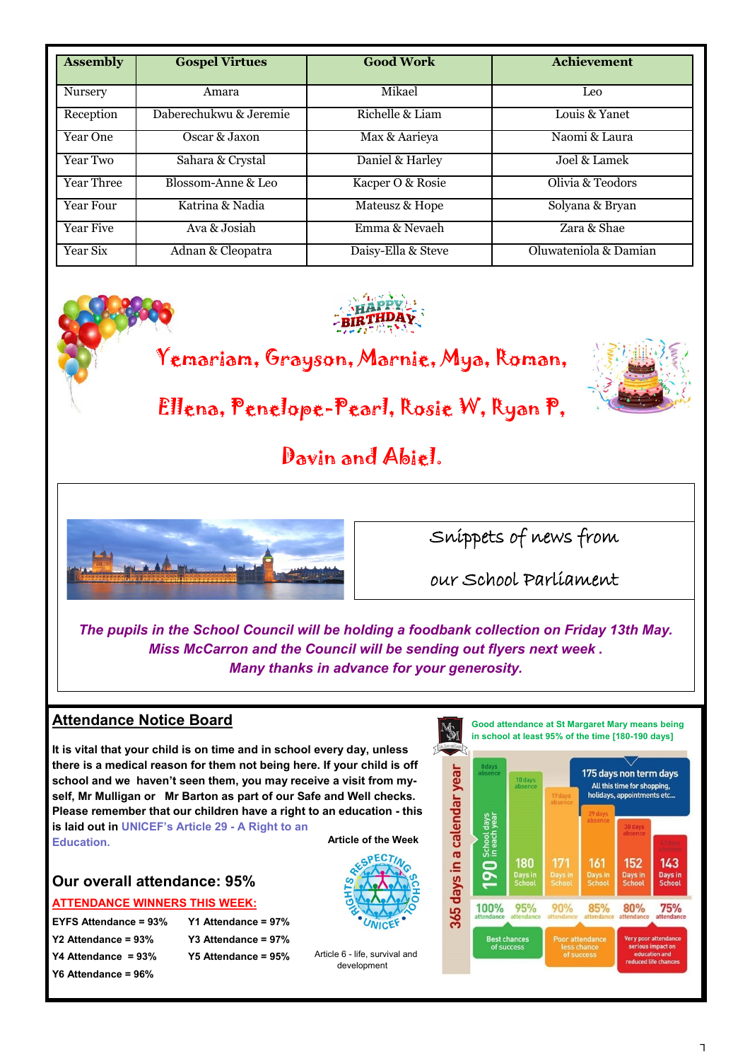| Assembly | Gospel Virtues | Good Work | Achievement |
|---|---|---|---|
| Nursery | Amara | Mikael | Leo |
| Reception | Daberechukwu & Jeremie | Richelle & Liam | Louis & Yanet |
| Year One | Oscar & Jaxon | Max & Aarieya | Naomi & Laura |
| Year Two | Sahara & Crystal | Daniel & Harley | Joel & Lamek |
| Year Three | Blossom-Anne & Leo | Kacper O & Rosie | Olivia & Teodors |
| Year Four | Katrina & Nadia | Mateusz & Hope | Solyana & Bryan |
| Year Five | Ava & Josiah | Emma & Nevaeh | Zara & Shae |
| Year Six | Adnan & Cleopatra | Daisy-Ella & Steve | Oluwateniola & Damian |

HAPPY BIRTHDAY

Yemariam, Grayson, Marnie, Mya, Roman, Ellena, Penelope-Pearl, Rosie W, Ryan P, Davin and Abiel.

## Snippets of news from our School Parliament

*The pupils in the School Council will be holding a foodbank collection on Friday 13th May. Miss McCarron and the Council will be sending out flyers next week . Many thanks in advance for your generosity.*

## Attendance Notice Board

**It is vital that your child is on time and in school every day, unless there is a medical reason for them not being here. If your child is off school and we haven't seen them, you may receive a visit from myself, Mr Mulligan or Mr Barton as part of our Safe and Well checks. Please remember that our children have a right to an education - this is laid out in UNICEF's Article 29 - A Right to an Education.**

**Our overall attendance: 95%**

**ATTENDANCE WINNERS THIS WEEK:**

**EYFS Attendance = 93%**
**Y1 Attendance = 97%**
**Y2 Attendance = 93%**
**Y3 Attendance = 97%**
**Y4 Attendance = 93%**
**Y5 Attendance = 95%**
**Y6 Attendance = 96%**

**Article of the Week**

RIGHTS RESPECTING SCHOOL UNICEF

Article 6 - life, survival and development

**Good attendance at St Margaret Mary means being in school at least 95% of the time [180-190 days]**

365 days in a calendar year

190 School days in each year

175 days non term days
All this time for shopping, holidays, appointments etc...

0 days absence — 100% attendance
10 days absence — 180 Days in School — 95% attendance
19 days absence — 171 Days in School — 90% attendance
29 days absence — 161 Days in School — 85% attendance
38 days absence — 152 Days in School — 80% attendance
47 days absence — 143 Days in School — 75% attendance

Best chances of success

Poor attendance less chance of success

Very poor attendance serious impact on education and reduced life chances